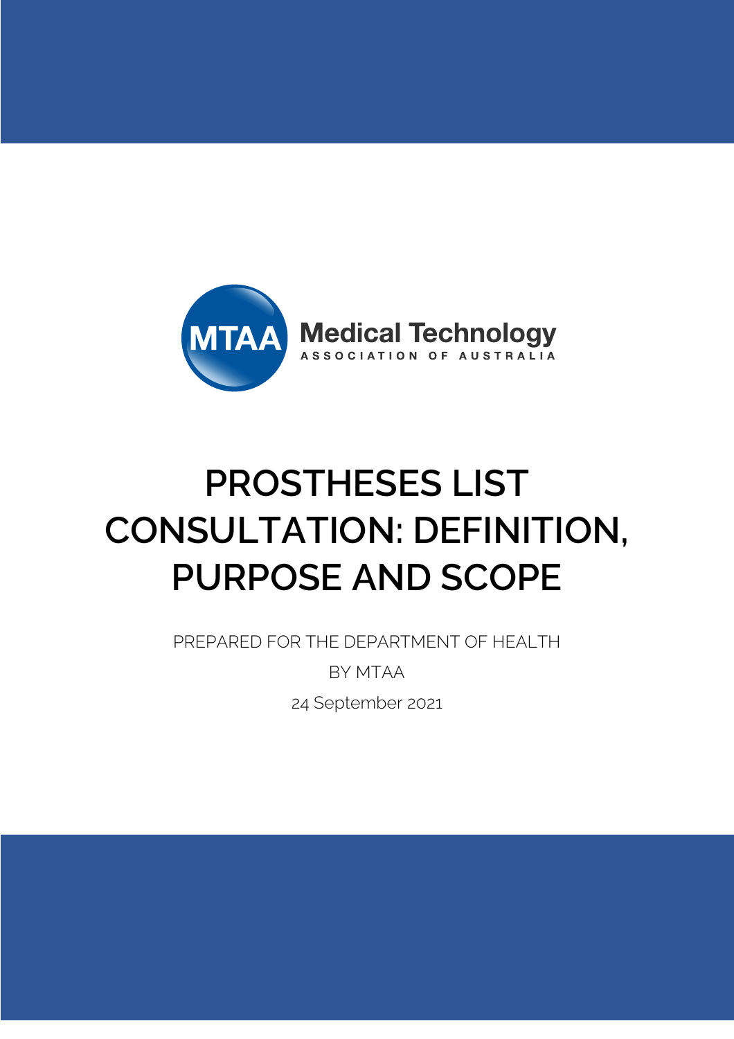MTAA Medical Technology ASSOCIATION OF AUSTRALIA

# PROSTHESES LIST CONSULTATION: DEFINITION, PURPOSE AND SCOPE

PREPARED FOR THE DEPARTMENT OF HEALTH

BY MTAA

24 September 2021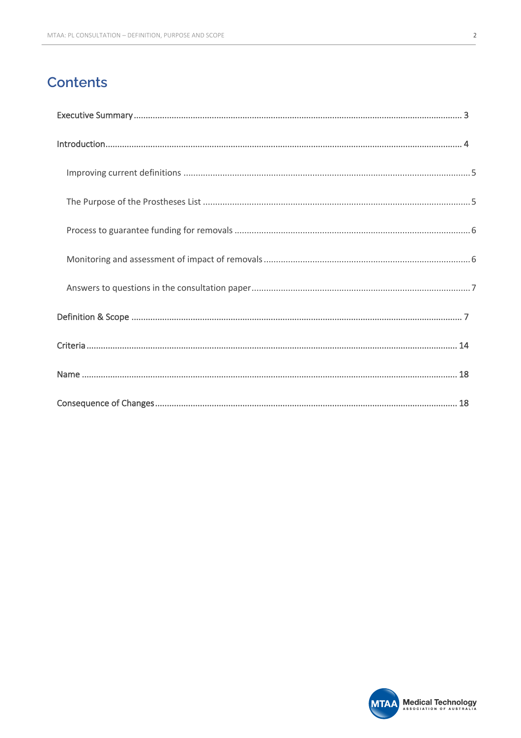## Contents

Executive Summary ........................................................................................................................................ 3

Introduction.................................................................................................................................................. 4

- Improving current definitions ..................................................................................................... 5
- The Purpose of the Prostheses List ............................................................................................. 5
- Process to guarantee funding for removals ................................................................................. 6
- Monitoring and assessment of impact of removals ..................................................................... 6
- Answers to questions in the consultation paper ......................................................................... 7

Definition & Scope ........................................................................................................................................ 7

Criteria ........................................................................................................................................................ 14

Name .......................................................................................................................................................... 18

Consequence of Changes ............................................................................................................................. 18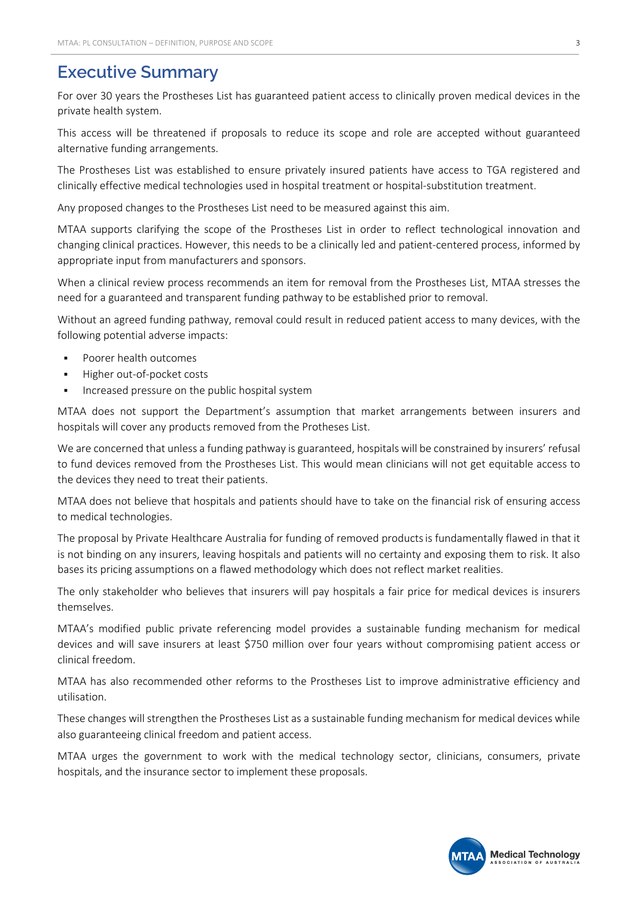# Executive Summary

For over 30 years the Prostheses List has guaranteed patient access to clinically proven medical devices in the private health system.

This access will be threatened if proposals to reduce its scope and role are accepted without guaranteed alternative funding arrangements.

The Prostheses List was established to ensure privately insured patients have access to TGA registered and clinically effective medical technologies used in hospital treatment or hospital-substitution treatment.

Any proposed changes to the Prostheses List need to be measured against this aim.

MTAA supports clarifying the scope of the Prostheses List in order to reflect technological innovation and changing clinical practices. However, this needs to be a clinically led and patient-centered process, informed by appropriate input from manufacturers and sponsors.

When a clinical review process recommends an item for removal from the Prostheses List, MTAA stresses the need for a guaranteed and transparent funding pathway to be established prior to removal.

Without an agreed funding pathway, removal could result in reduced patient access to many devices, with the following potential adverse impacts:

- Poorer health outcomes
- Higher out-of-pocket costs
- Increased pressure on the public hospital system

MTAA does not support the Department's assumption that market arrangements between insurers and hospitals will cover any products removed from the Protheses List.

We are concerned that unless a funding pathway is guaranteed, hospitals will be constrained by insurers' refusal to fund devices removed from the Prostheses List. This would mean clinicians will not get equitable access to the devices they need to treat their patients.

MTAA does not believe that hospitals and patients should have to take on the financial risk of ensuring access to medical technologies.

The proposal by Private Healthcare Australia for funding of removed products is fundamentally flawed in that it is not binding on any insurers, leaving hospitals and patients will no certainty and exposing them to risk. It also bases its pricing assumptions on a flawed methodology which does not reflect market realities.

The only stakeholder who believes that insurers will pay hospitals a fair price for medical devices is insurers themselves.

MTAA's modified public private referencing model provides a sustainable funding mechanism for medical devices and will save insurers at least $750 million over four years without compromising patient access or clinical freedom.

MTAA has also recommended other reforms to the Prostheses List to improve administrative efficiency and utilisation.

These changes will strengthen the Prostheses List as a sustainable funding mechanism for medical devices while also guaranteeing clinical freedom and patient access.

MTAA urges the government to work with the medical technology sector, clinicians, consumers, private hospitals, and the insurance sector to implement these proposals.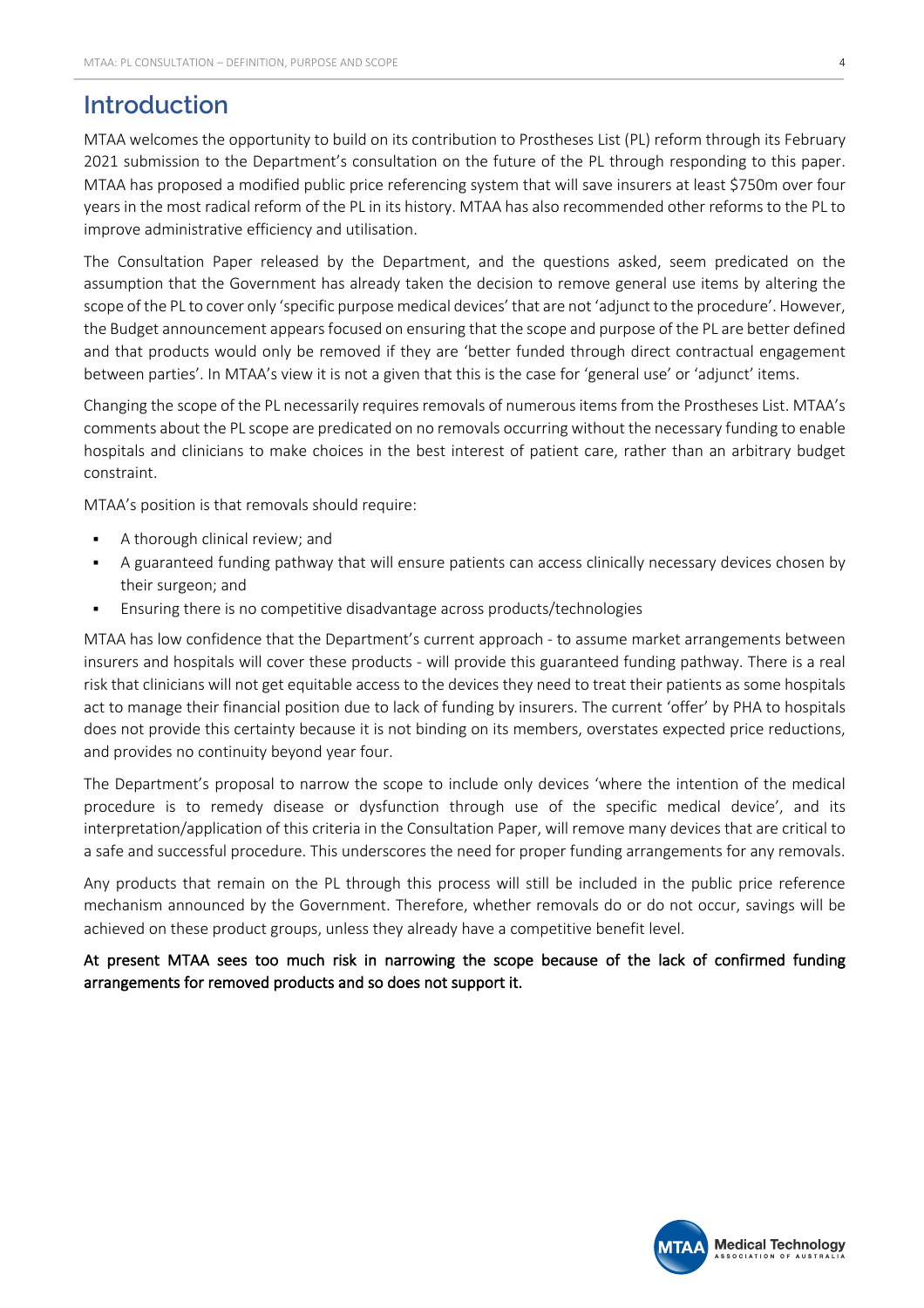## Introduction

MTAA welcomes the opportunity to build on its contribution to Prostheses List (PL) reform through its February 2021 submission to the Department's consultation on the future of the PL through responding to this paper. MTAA has proposed a modified public price referencing system that will save insurers at least $750m over four years in the most radical reform of the PL in its history. MTAA has also recommended other reforms to the PL to improve administrative efficiency and utilisation.

The Consultation Paper released by the Department, and the questions asked, seem predicated on the assumption that the Government has already taken the decision to remove general use items by altering the scope of the PL to cover only 'specific purpose medical devices' that are not 'adjunct to the procedure'. However, the Budget announcement appears focused on ensuring that the scope and purpose of the PL are better defined and that products would only be removed if they are 'better funded through direct contractual engagement between parties'. In MTAA's view it is not a given that this is the case for 'general use' or 'adjunct' items.

Changing the scope of the PL necessarily requires removals of numerous items from the Prostheses List. MTAA's comments about the PL scope are predicated on no removals occurring without the necessary funding to enable hospitals and clinicians to make choices in the best interest of patient care, rather than an arbitrary budget constraint.

MTAA's position is that removals should require:

- A thorough clinical review; and
- A guaranteed funding pathway that will ensure patients can access clinically necessary devices chosen by their surgeon; and
- Ensuring there is no competitive disadvantage across products/technologies

MTAA has low confidence that the Department's current approach - to assume market arrangements between insurers and hospitals will cover these products - will provide this guaranteed funding pathway. There is a real risk that clinicians will not get equitable access to the devices they need to treat their patients as some hospitals act to manage their financial position due to lack of funding by insurers. The current 'offer' by PHA to hospitals does not provide this certainty because it is not binding on its members, overstates expected price reductions, and provides no continuity beyond year four.

The Department's proposal to narrow the scope to include only devices 'where the intention of the medical procedure is to remedy disease or dysfunction through use of the specific medical device', and its interpretation/application of this criteria in the Consultation Paper, will remove many devices that are critical to a safe and successful procedure. This underscores the need for proper funding arrangements for any removals.

Any products that remain on the PL through this process will still be included in the public price reference mechanism announced by the Government. Therefore, whether removals do or do not occur, savings will be achieved on these product groups, unless they already have a competitive benefit level.

**At present MTAA sees too much risk in narrowing the scope because of the lack of confirmed funding arrangements for removed products and so does not support it.**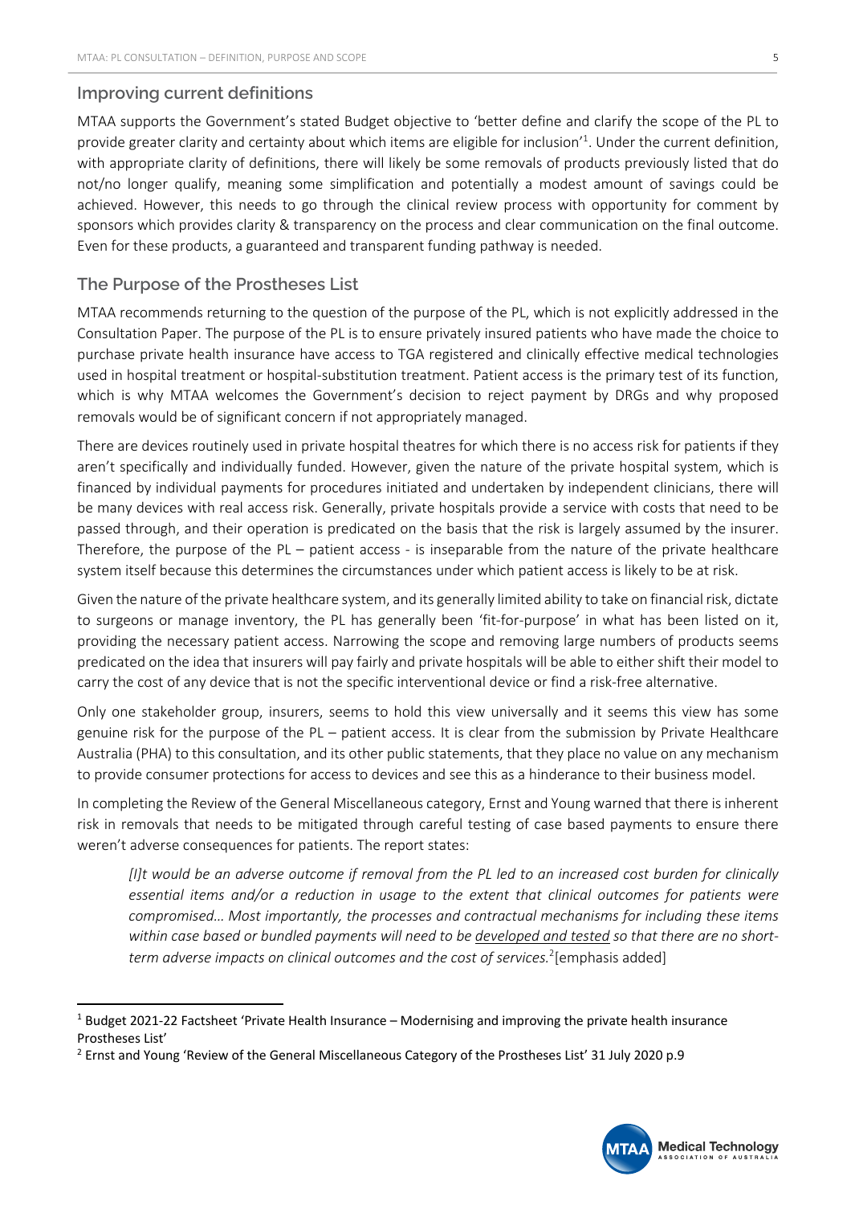## Improving current definitions

MTAA supports the Government's stated Budget objective to 'better define and clarify the scope of the PL to provide greater clarity and certainty about which items are eligible for inclusion'[1]. Under the current definition, with appropriate clarity of definitions, there will likely be some removals of products previously listed that do not/no longer qualify, meaning some simplification and potentially a modest amount of savings could be achieved. However, this needs to go through the clinical review process with opportunity for comment by sponsors which provides clarity & transparency on the process and clear communication on the final outcome. Even for these products, a guaranteed and transparent funding pathway is needed.

## The Purpose of the Prostheses List

MTAA recommends returning to the question of the purpose of the PL, which is not explicitly addressed in the Consultation Paper. The purpose of the PL is to ensure privately insured patients who have made the choice to purchase private health insurance have access to TGA registered and clinically effective medical technologies used in hospital treatment or hospital-substitution treatment. Patient access is the primary test of its function, which is why MTAA welcomes the Government's decision to reject payment by DRGs and why proposed removals would be of significant concern if not appropriately managed.

There are devices routinely used in private hospital theatres for which there is no access risk for patients if they aren't specifically and individually funded. However, given the nature of the private hospital system, which is financed by individual payments for procedures initiated and undertaken by independent clinicians, there will be many devices with real access risk. Generally, private hospitals provide a service with costs that need to be passed through, and their operation is predicated on the basis that the risk is largely assumed by the insurer. Therefore, the purpose of the PL – patient access - is inseparable from the nature of the private healthcare system itself because this determines the circumstances under which patient access is likely to be at risk.

Given the nature of the private healthcare system, and its generally limited ability to take on financial risk, dictate to surgeons or manage inventory, the PL has generally been 'fit-for-purpose' in what has been listed on it, providing the necessary patient access. Narrowing the scope and removing large numbers of products seems predicated on the idea that insurers will pay fairly and private hospitals will be able to either shift their model to carry the cost of any device that is not the specific interventional device or find a risk-free alternative.

Only one stakeholder group, insurers, seems to hold this view universally and it seems this view has some genuine risk for the purpose of the PL – patient access. It is clear from the submission by Private Healthcare Australia (PHA) to this consultation, and its other public statements, that they place no value on any mechanism to provide consumer protections for access to devices and see this as a hinderance to their business model.

In completing the Review of the General Miscellaneous category, Ernst and Young warned that there is inherent risk in removals that needs to be mitigated through careful testing of case based payments to ensure there weren't adverse consequences for patients. The report states:

> *[I]t would be an adverse outcome if removal from the PL led to an increased cost burden for clinically essential items and/or a reduction in usage to the extent that clinical outcomes for patients were compromised… Most importantly, the processes and contractual mechanisms for including these items within case based or bundled payments will need to be developed and tested so that there are no short-term adverse impacts on clinical outcomes and the cost of services.*[2] [emphasis added]

---

[1] Budget 2021-22 Factsheet 'Private Health Insurance – Modernising and improving the private health insurance Prostheses List'

[2] Ernst and Young 'Review of the General Miscellaneous Category of the Prostheses List' 31 July 2020 p.9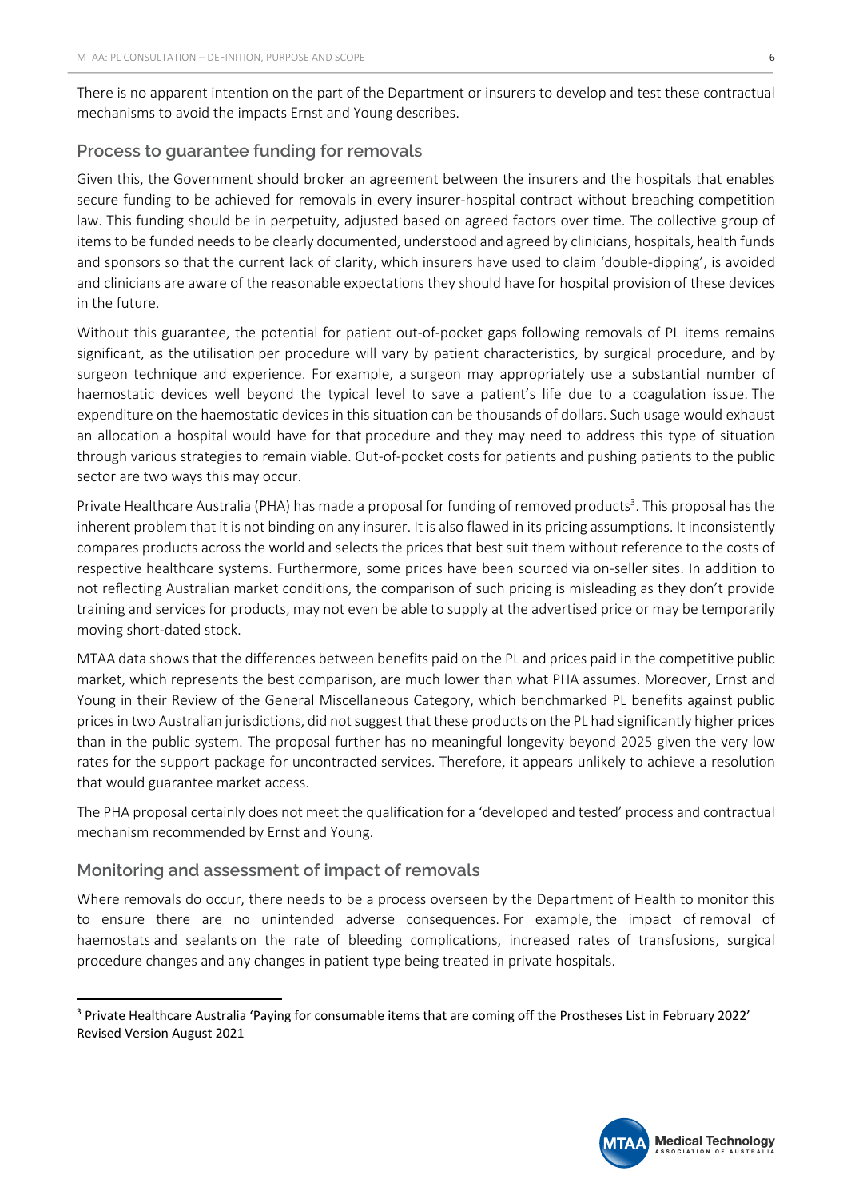There is no apparent intention on the part of the Department or insurers to develop and test these contractual mechanisms to avoid the impacts Ernst and Young describes.

### Process to guarantee funding for removals

Given this, the Government should broker an agreement between the insurers and the hospitals that enables secure funding to be achieved for removals in every insurer-hospital contract without breaching competition law. This funding should be in perpetuity, adjusted based on agreed factors over time. The collective group of items to be funded needs to be clearly documented, understood and agreed by clinicians, hospitals, health funds and sponsors so that the current lack of clarity, which insurers have used to claim 'double-dipping', is avoided and clinicians are aware of the reasonable expectations they should have for hospital provision of these devices in the future.

Without this guarantee, the potential for patient out-of-pocket gaps following removals of PL items remains significant, as the utilisation per procedure will vary by patient characteristics, by surgical procedure, and by surgeon technique and experience. For example, a surgeon may appropriately use a substantial number of haemostatic devices well beyond the typical level to save a patient's life due to a coagulation issue. The expenditure on the haemostatic devices in this situation can be thousands of dollars. Such usage would exhaust an allocation a hospital would have for that procedure and they may need to address this type of situation through various strategies to remain viable. Out-of-pocket costs for patients and pushing patients to the public sector are two ways this may occur.

Private Healthcare Australia (PHA) has made a proposal for funding of removed products[3]. This proposal has the inherent problem that it is not binding on any insurer. It is also flawed in its pricing assumptions. It inconsistently compares products across the world and selects the prices that best suit them without reference to the costs of respective healthcare systems. Furthermore, some prices have been sourced via on-seller sites. In addition to not reflecting Australian market conditions, the comparison of such pricing is misleading as they don't provide training and services for products, may not even be able to supply at the advertised price or may be temporarily moving short-dated stock.

MTAA data shows that the differences between benefits paid on the PL and prices paid in the competitive public market, which represents the best comparison, are much lower than what PHA assumes. Moreover, Ernst and Young in their Review of the General Miscellaneous Category, which benchmarked PL benefits against public prices in two Australian jurisdictions, did not suggest that these products on the PL had significantly higher prices than in the public system. The proposal further has no meaningful longevity beyond 2025 given the very low rates for the support package for uncontracted services. Therefore, it appears unlikely to achieve a resolution that would guarantee market access.

The PHA proposal certainly does not meet the qualification for a 'developed and tested' process and contractual mechanism recommended by Ernst and Young.

### Monitoring and assessment of impact of removals

Where removals do occur, there needs to be a process overseen by the Department of Health to monitor this to ensure there are no unintended adverse consequences. For example, the impact of removal of haemostats and sealants on the rate of bleeding complications, increased rates of transfusions, surgical procedure changes and any changes in patient type being treated in private hospitals.

[3] Private Healthcare Australia 'Paying for consumable items that are coming off the Prostheses List in February 2022' Revised Version August 2021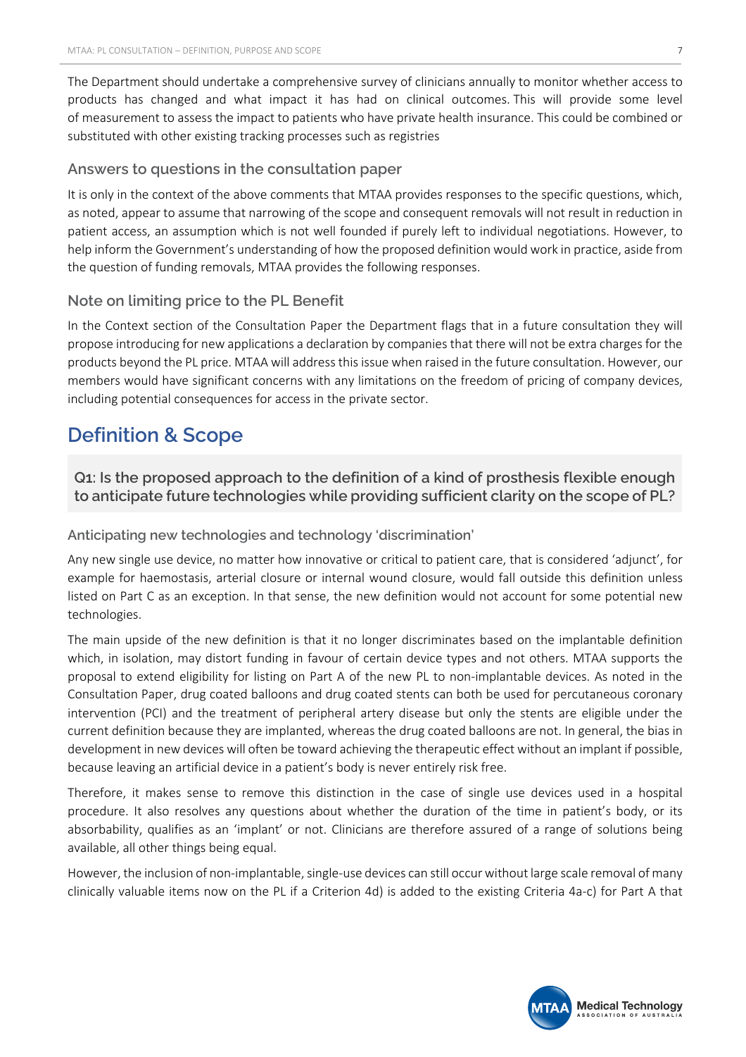The Department should undertake a comprehensive survey of clinicians annually to monitor whether access to products has changed and what impact it has had on clinical outcomes. This will provide some level of measurement to assess the impact to patients who have private health insurance. This could be combined or substituted with other existing tracking processes such as registries

### Answers to questions in the consultation paper

It is only in the context of the above comments that MTAA provides responses to the specific questions, which, as noted, appear to assume that narrowing of the scope and consequent removals will not result in reduction in patient access, an assumption which is not well founded if purely left to individual negotiations. However, to help inform the Government's understanding of how the proposed definition would work in practice, aside from the question of funding removals, MTAA provides the following responses.

### Note on limiting price to the PL Benefit

In the Context section of the Consultation Paper the Department flags that in a future consultation they will propose introducing for new applications a declaration by companies that there will not be extra charges for the products beyond the PL price. MTAA will address this issue when raised in the future consultation. However, our members would have significant concerns with any limitations on the freedom of pricing of company devices, including potential consequences for access in the private sector.

## Definition & Scope

**Q1: Is the proposed approach to the definition of a kind of prosthesis flexible enough to anticipate future technologies while providing sufficient clarity on the scope of PL?**

### Anticipating new technologies and technology 'discrimination'

Any new single use device, no matter how innovative or critical to patient care, that is considered 'adjunct', for example for haemostasis, arterial closure or internal wound closure, would fall outside this definition unless listed on Part C as an exception. In that sense, the new definition would not account for some potential new technologies.

The main upside of the new definition is that it no longer discriminates based on the implantable definition which, in isolation, may distort funding in favour of certain device types and not others. MTAA supports the proposal to extend eligibility for listing on Part A of the new PL to non-implantable devices. As noted in the Consultation Paper, drug coated balloons and drug coated stents can both be used for percutaneous coronary intervention (PCI) and the treatment of peripheral artery disease but only the stents are eligible under the current definition because they are implanted, whereas the drug coated balloons are not. In general, the bias in development in new devices will often be toward achieving the therapeutic effect without an implant if possible, because leaving an artificial device in a patient's body is never entirely risk free.

Therefore, it makes sense to remove this distinction in the case of single use devices used in a hospital procedure. It also resolves any questions about whether the duration of the time in patient's body, or its absorbability, qualifies as an 'implant' or not. Clinicians are therefore assured of a range of solutions being available, all other things being equal.

However, the inclusion of non-implantable, single-use devices can still occur without large scale removal of many clinically valuable items now on the PL if a Criterion 4d) is added to the existing Criteria 4a-c) for Part A that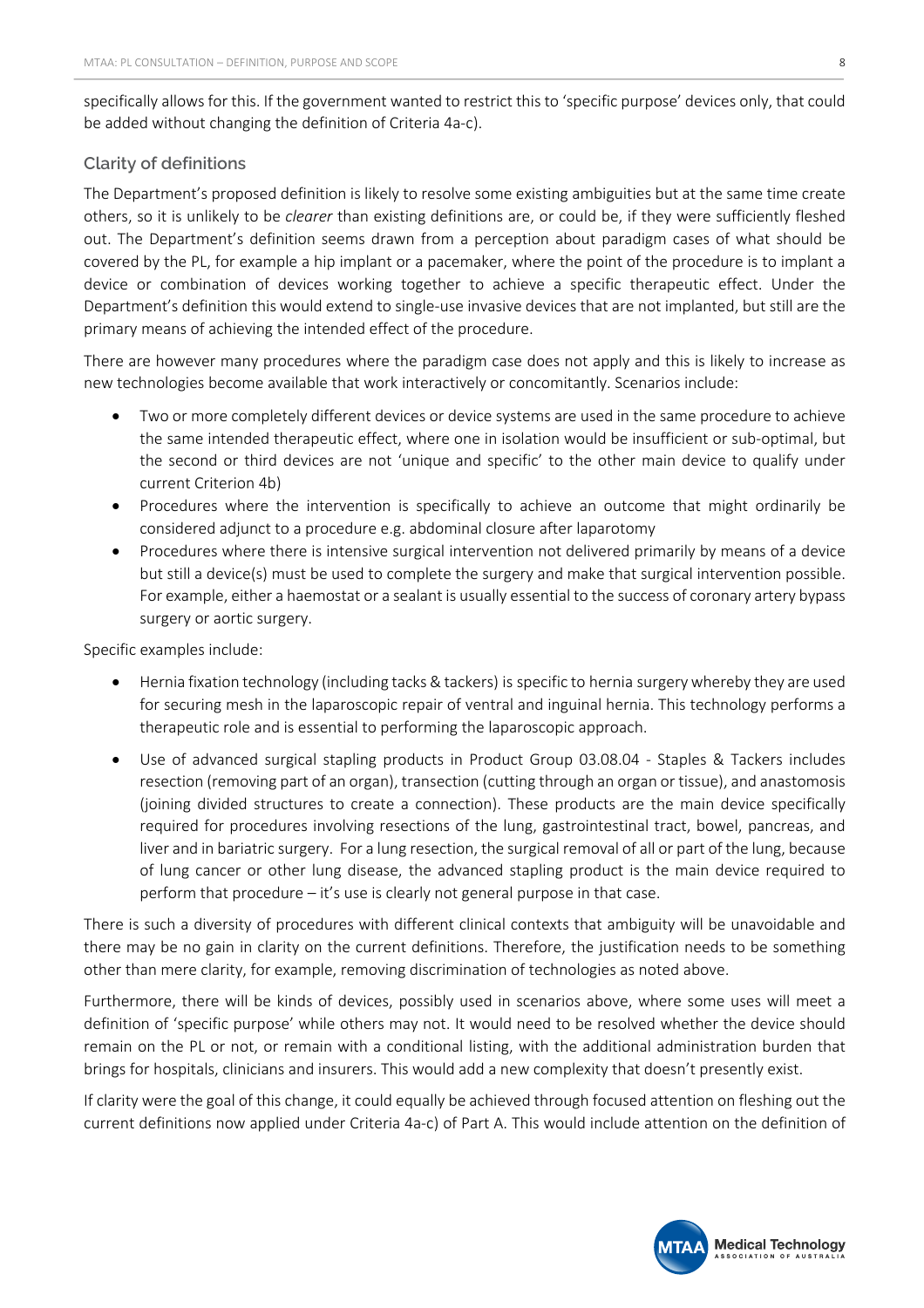specifically allows for this. If the government wanted to restrict this to 'specific purpose' devices only, that could be added without changing the definition of Criteria 4a-c).

### Clarity of definitions

The Department's proposed definition is likely to resolve some existing ambiguities but at the same time create others, so it is unlikely to be *clearer* than existing definitions are, or could be, if they were sufficiently fleshed out. The Department's definition seems drawn from a perception about paradigm cases of what should be covered by the PL, for example a hip implant or a pacemaker, where the point of the procedure is to implant a device or combination of devices working together to achieve a specific therapeutic effect. Under the Department's definition this would extend to single-use invasive devices that are not implanted, but still are the primary means of achieving the intended effect of the procedure.

There are however many procedures where the paradigm case does not apply and this is likely to increase as new technologies become available that work interactively or concomitantly. Scenarios include:

- Two or more completely different devices or device systems are used in the same procedure to achieve the same intended therapeutic effect, where one in isolation would be insufficient or sub-optimal, but the second or third devices are not 'unique and specific' to the other main device to qualify under current Criterion 4b)
- Procedures where the intervention is specifically to achieve an outcome that might ordinarily be considered adjunct to a procedure e.g. abdominal closure after laparotomy
- Procedures where there is intensive surgical intervention not delivered primarily by means of a device but still a device(s) must be used to complete the surgery and make that surgical intervention possible. For example, either a haemostat or a sealant is usually essential to the success of coronary artery bypass surgery or aortic surgery.

Specific examples include:

- Hernia fixation technology (including tacks & tackers) is specific to hernia surgery whereby they are used for securing mesh in the laparoscopic repair of ventral and inguinal hernia. This technology performs a therapeutic role and is essential to performing the laparoscopic approach.
- Use of advanced surgical stapling products in Product Group 03.08.04 - Staples & Tackers includes resection (removing part of an organ), transection (cutting through an organ or tissue), and anastomosis (joining divided structures to create a connection). These products are the main device specifically required for procedures involving resections of the lung, gastrointestinal tract, bowel, pancreas, and liver and in bariatric surgery. For a lung resection, the surgical removal of all or part of the lung, because of lung cancer or other lung disease, the advanced stapling product is the main device required to perform that procedure – it's use is clearly not general purpose in that case.

There is such a diversity of procedures with different clinical contexts that ambiguity will be unavoidable and there may be no gain in clarity on the current definitions. Therefore, the justification needs to be something other than mere clarity, for example, removing discrimination of technologies as noted above.

Furthermore, there will be kinds of devices, possibly used in scenarios above, where some uses will meet a definition of 'specific purpose' while others may not. It would need to be resolved whether the device should remain on the PL or not, or remain with a conditional listing, with the additional administration burden that brings for hospitals, clinicians and insurers. This would add a new complexity that doesn't presently exist.

If clarity were the goal of this change, it could equally be achieved through focused attention on fleshing out the current definitions now applied under Criteria 4a-c) of Part A. This would include attention on the definition of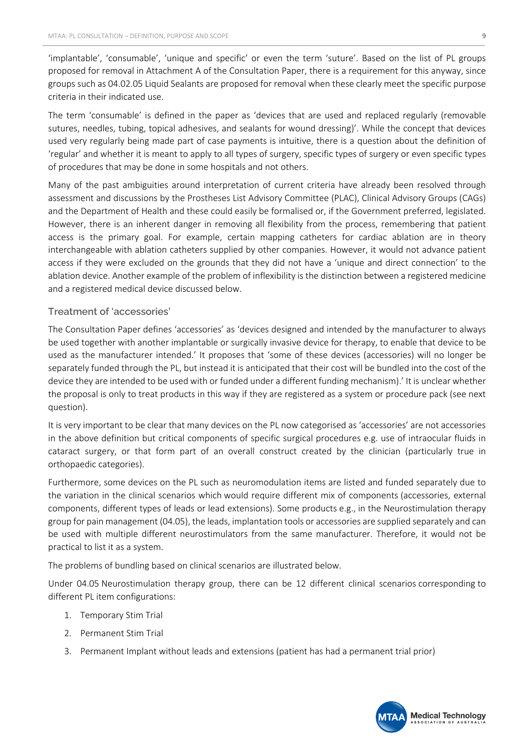'implantable', 'consumable', 'unique and specific' or even the term 'suture'. Based on the list of PL groups proposed for removal in Attachment A of the Consultation Paper, there is a requirement for this anyway, since groups such as 04.02.05 Liquid Sealants are proposed for removal when these clearly meet the specific purpose criteria in their indicated use.

The term 'consumable' is defined in the paper as 'devices that are used and replaced regularly (removable sutures, needles, tubing, topical adhesives, and sealants for wound dressing)'. While the concept that devices used very regularly being made part of case payments is intuitive, there is a question about the definition of 'regular' and whether it is meant to apply to all types of surgery, specific types of surgery or even specific types of procedures that may be done in some hospitals and not others.

Many of the past ambiguities around interpretation of current criteria have already been resolved through assessment and discussions by the Prostheses List Advisory Committee (PLAC), Clinical Advisory Groups (CAGs) and the Department of Health and these could easily be formalised or, if the Government preferred, legislated. However, there is an inherent danger in removing all flexibility from the process, remembering that patient access is the primary goal. For example, certain mapping catheters for cardiac ablation are in theory interchangeable with ablation catheters supplied by other companies. However, it would not advance patient access if they were excluded on the grounds that they did not have a 'unique and direct connection' to the ablation device. Another example of the problem of inflexibility is the distinction between a registered medicine and a registered medical device discussed below.

### Treatment of 'accessories'

The Consultation Paper defines 'accessories' as 'devices designed and intended by the manufacturer to always be used together with another implantable or surgically invasive device for therapy, to enable that device to be used as the manufacturer intended.' It proposes that 'some of these devices (accessories) will no longer be separately funded through the PL, but instead it is anticipated that their cost will be bundled into the cost of the device they are intended to be used with or funded under a different funding mechanism).' It is unclear whether the proposal is only to treat products in this way if they are registered as a system or procedure pack (see next question).

It is very important to be clear that many devices on the PL now categorised as 'accessories' are not accessories in the above definition but critical components of specific surgical procedures e.g. use of intraocular fluids in cataract surgery, or that form part of an overall construct created by the clinician (particularly true in orthopaedic categories).

Furthermore, some devices on the PL such as neuromodulation items are listed and funded separately due to the variation in the clinical scenarios which would require different mix of components (accessories, external components, different types of leads or lead extensions). Some products e.g., in the Neurostimulation therapy group for pain management (04.05), the leads, implantation tools or accessories are supplied separately and can be used with multiple different neurostimulators from the same manufacturer. Therefore, it would not be practical to list it as a system.

The problems of bundling based on clinical scenarios are illustrated below.

Under 04.05 Neurostimulation therapy group, there can be 12 different clinical scenarios corresponding to different PL item configurations:

1. Temporary Stim Trial
2. Permanent Stim Trial
3. Permanent Implant without leads and extensions (patient has had a permanent trial prior)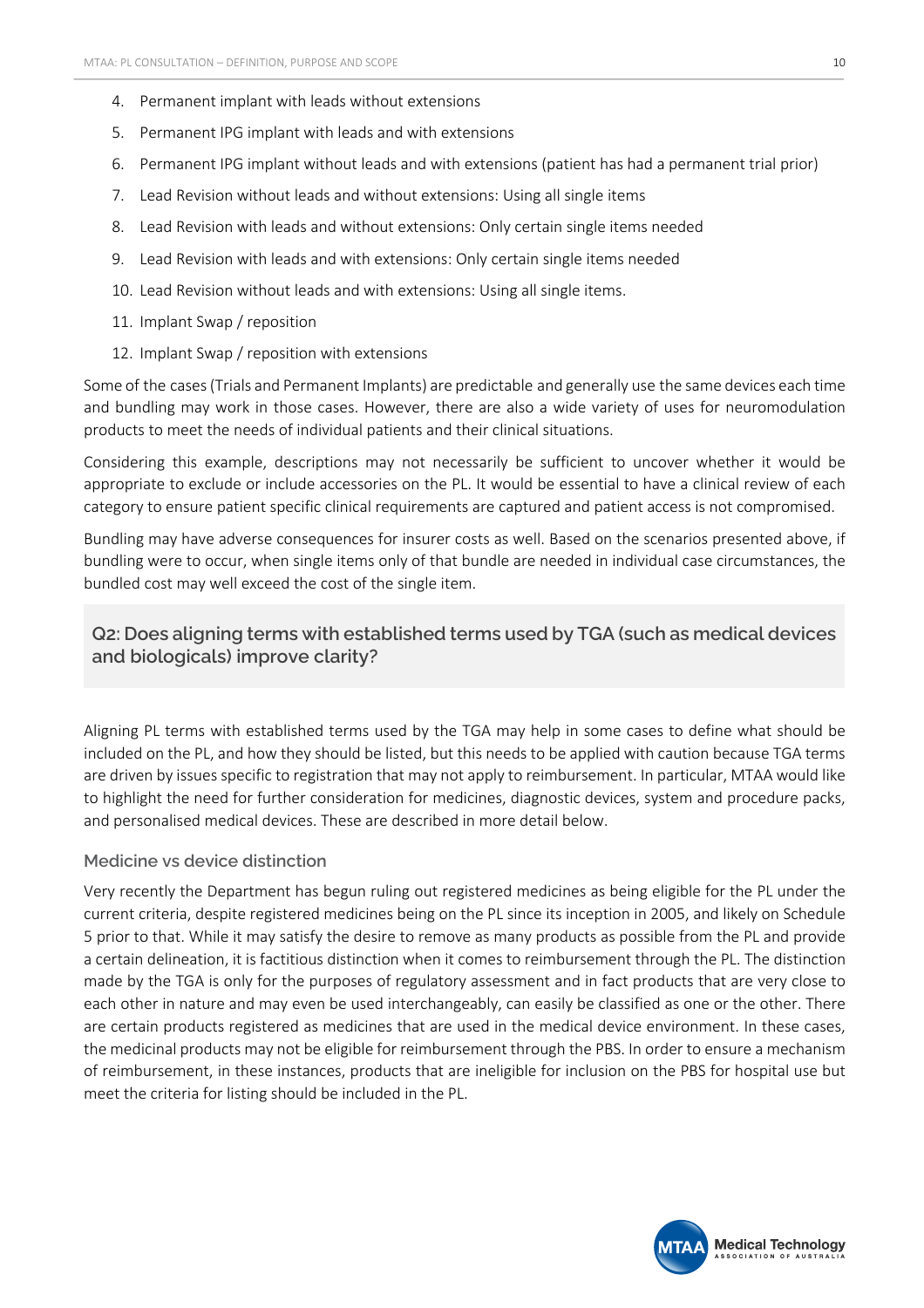4. Permanent implant with leads without extensions
5. Permanent IPG implant with leads and with extensions
6. Permanent IPG implant without leads and with extensions (patient has had a permanent trial prior)
7. Lead Revision without leads and without extensions: Using all single items
8. Lead Revision with leads and without extensions: Only certain single items needed
9. Lead Revision with leads and with extensions: Only certain single items needed
10. Lead Revision without leads and with extensions: Using all single items.
11. Implant Swap / reposition
12. Implant Swap / reposition with extensions

Some of the cases (Trials and Permanent Implants) are predictable and generally use the same devices each time and bundling may work in those cases. However, there are also a wide variety of uses for neuromodulation products to meet the needs of individual patients and their clinical situations.

Considering this example, descriptions may not necessarily be sufficient to uncover whether it would be appropriate to exclude or include accessories on the PL. It would be essential to have a clinical review of each category to ensure patient specific clinical requirements are captured and patient access is not compromised.

Bundling may have adverse consequences for insurer costs as well. Based on the scenarios presented above, if bundling were to occur, when single items only of that bundle are needed in individual case circumstances, the bundled cost may well exceed the cost of the single item.

## Q2: Does aligning terms with established terms used by TGA (such as medical devices and biologicals) improve clarity?

Aligning PL terms with established terms used by the TGA may help in some cases to define what should be included on the PL, and how they should be listed, but this needs to be applied with caution because TGA terms are driven by issues specific to registration that may not apply to reimbursement. In particular, MTAA would like to highlight the need for further consideration for medicines, diagnostic devices, system and procedure packs, and personalised medical devices. These are described in more detail below.

### Medicine vs device distinction

Very recently the Department has begun ruling out registered medicines as being eligible for the PL under the current criteria, despite registered medicines being on the PL since its inception in 2005, and likely on Schedule 5 prior to that. While it may satisfy the desire to remove as many products as possible from the PL and provide a certain delineation, it is factitious distinction when it comes to reimbursement through the PL. The distinction made by the TGA is only for the purposes of regulatory assessment and in fact products that are very close to each other in nature and may even be used interchangeably, can easily be classified as one or the other. There are certain products registered as medicines that are used in the medical device environment. In these cases, the medicinal products may not be eligible for reimbursement through the PBS. In order to ensure a mechanism of reimbursement, in these instances, products that are ineligible for inclusion on the PBS for hospital use but meet the criteria for listing should be included in the PL.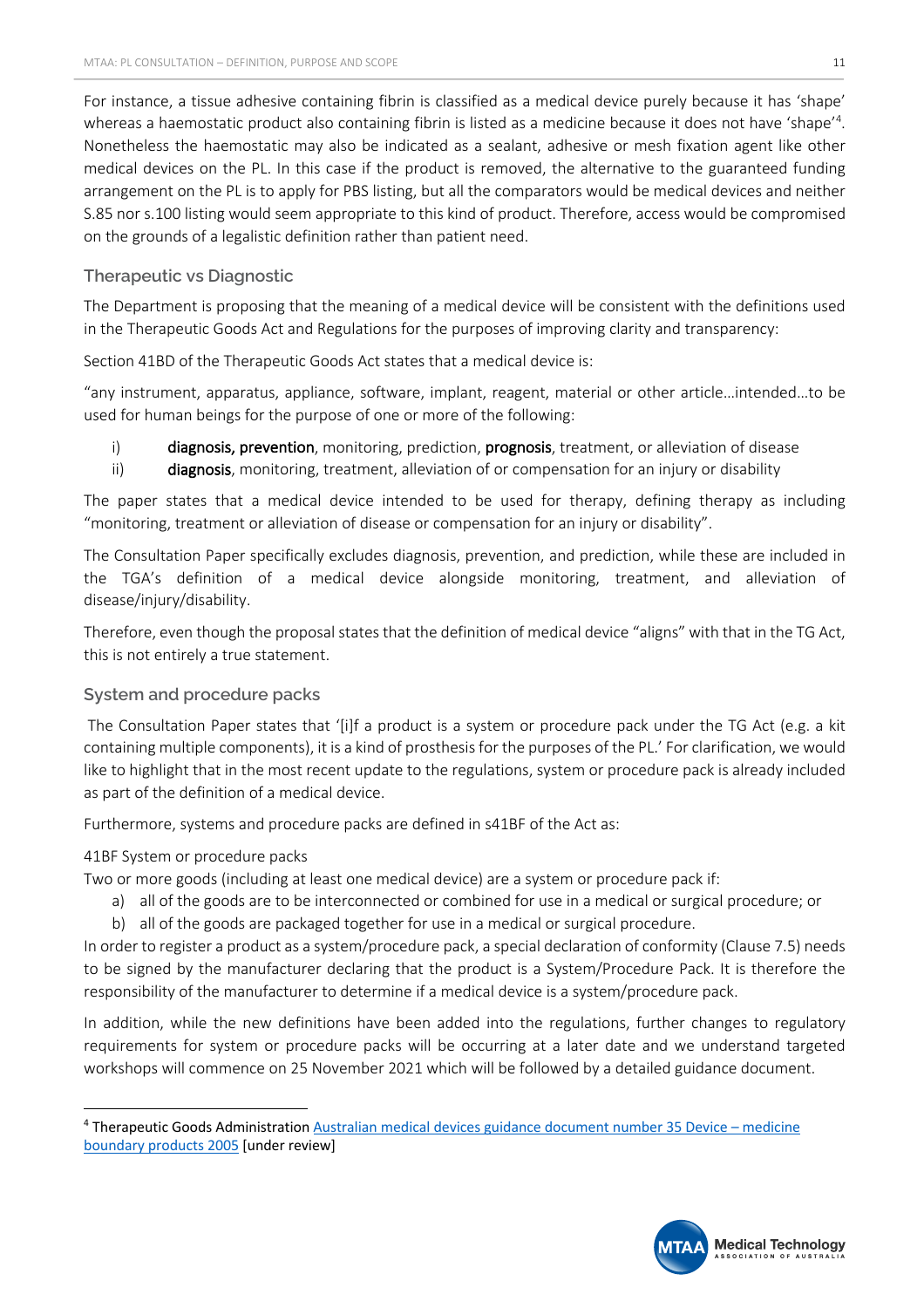For instance, a tissue adhesive containing fibrin is classified as a medical device purely because it has 'shape' whereas a haemostatic product also containing fibrin is listed as a medicine because it does not have 'shape'[4]. Nonetheless the haemostatic may also be indicated as a sealant, adhesive or mesh fixation agent like other medical devices on the PL. In this case if the product is removed, the alternative to the guaranteed funding arrangement on the PL is to apply for PBS listing, but all the comparators would be medical devices and neither S.85 nor s.100 listing would seem appropriate to this kind of product. Therefore, access would be compromised on the grounds of a legalistic definition rather than patient need.

### Therapeutic vs Diagnostic

The Department is proposing that the meaning of a medical device will be consistent with the definitions used in the Therapeutic Goods Act and Regulations for the purposes of improving clarity and transparency:

Section 41BD of the Therapeutic Goods Act states that a medical device is:

"any instrument, apparatus, appliance, software, implant, reagent, material or other article…intended…to be used for human beings for the purpose of one or more of the following:

i) **diagnosis, prevention**, monitoring, prediction, **prognosis**, treatment, or alleviation of disease
ii) **diagnosis**, monitoring, treatment, alleviation of or compensation for an injury or disability

The paper states that a medical device intended to be used for therapy, defining therapy as including "monitoring, treatment or alleviation of disease or compensation for an injury or disability".

The Consultation Paper specifically excludes diagnosis, prevention, and prediction, while these are included in the TGA's definition of a medical device alongside monitoring, treatment, and alleviation of disease/injury/disability.

Therefore, even though the proposal states that the definition of medical device "aligns" with that in the TG Act, this is not entirely a true statement.

### System and procedure packs

The Consultation Paper states that '[i]f a product is a system or procedure pack under the TG Act (e.g. a kit containing multiple components), it is a kind of prosthesis for the purposes of the PL.' For clarification, we would like to highlight that in the most recent update to the regulations, system or procedure pack is already included as part of the definition of a medical device.

Furthermore, systems and procedure packs are defined in s41BF of the Act as:

41BF System or procedure packs
Two or more goods (including at least one medical device) are a system or procedure pack if:

a) all of the goods are to be interconnected or combined for use in a medical or surgical procedure; or
b) all of the goods are packaged together for use in a medical or surgical procedure.

In order to register a product as a system/procedure pack, a special declaration of conformity (Clause 7.5) needs to be signed by the manufacturer declaring that the product is a System/Procedure Pack. It is therefore the responsibility of the manufacturer to determine if a medical device is a system/procedure pack.

In addition, while the new definitions have been added into the regulations, further changes to regulatory requirements for system or procedure packs will be occurring at a later date and we understand targeted workshops will commence on 25 November 2021 which will be followed by a detailed guidance document.

[4] Therapeutic Goods Administration Australian medical devices guidance document number 35 Device – medicine boundary products 2005 [under review]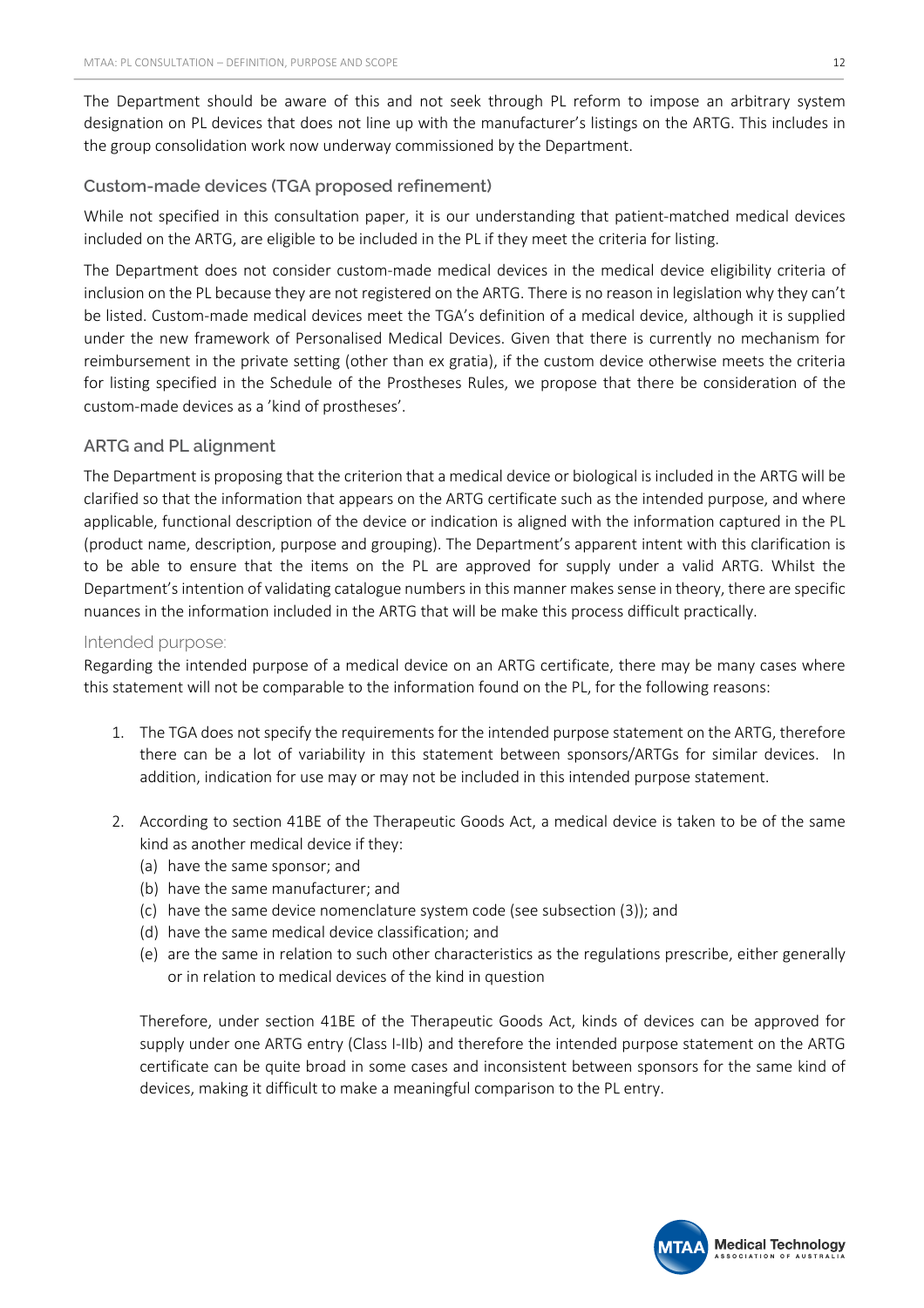The Department should be aware of this and not seek through PL reform to impose an arbitrary system designation on PL devices that does not line up with the manufacturer's listings on the ARTG. This includes in the group consolidation work now underway commissioned by the Department.

### Custom-made devices (TGA proposed refinement)

While not specified in this consultation paper, it is our understanding that patient-matched medical devices included on the ARTG, are eligible to be included in the PL if they meet the criteria for listing.

The Department does not consider custom-made medical devices in the medical device eligibility criteria of inclusion on the PL because they are not registered on the ARTG. There is no reason in legislation why they can't be listed. Custom-made medical devices meet the TGA's definition of a medical device, although it is supplied under the new framework of Personalised Medical Devices. Given that there is currently no mechanism for reimbursement in the private setting (other than ex gratia), if the custom device otherwise meets the criteria for listing specified in the Schedule of the Prostheses Rules, we propose that there be consideration of the custom-made devices as a 'kind of prostheses'.

### ARTG and PL alignment

The Department is proposing that the criterion that a medical device or biological is included in the ARTG will be clarified so that the information that appears on the ARTG certificate such as the intended purpose, and where applicable, functional description of the device or indication is aligned with the information captured in the PL (product name, description, purpose and grouping). The Department's apparent intent with this clarification is to be able to ensure that the items on the PL are approved for supply under a valid ARTG. Whilst the Department's intention of validating catalogue numbers in this manner makes sense in theory, there are specific nuances in the information included in the ARTG that will be make this process difficult practically.

#### Intended purpose:

Regarding the intended purpose of a medical device on an ARTG certificate, there may be many cases where this statement will not be comparable to the information found on the PL, for the following reasons:

1. The TGA does not specify the requirements for the intended purpose statement on the ARTG, therefore there can be a lot of variability in this statement between sponsors/ARTGs for similar devices. In addition, indication for use may or may not be included in this intended purpose statement.

2. According to section 41BE of the Therapeutic Goods Act, a medical device is taken to be of the same kind as another medical device if they:
   (a) have the same sponsor; and
   (b) have the same manufacturer; and
   (c) have the same device nomenclature system code (see subsection (3)); and
   (d) have the same medical device classification; and
   (e) are the same in relation to such other characteristics as the regulations prescribe, either generally or in relation to medical devices of the kind in question

   Therefore, under section 41BE of the Therapeutic Goods Act, kinds of devices can be approved for supply under one ARTG entry (Class I-IIb) and therefore the intended purpose statement on the ARTG certificate can be quite broad in some cases and inconsistent between sponsors for the same kind of devices, making it difficult to make a meaningful comparison to the PL entry.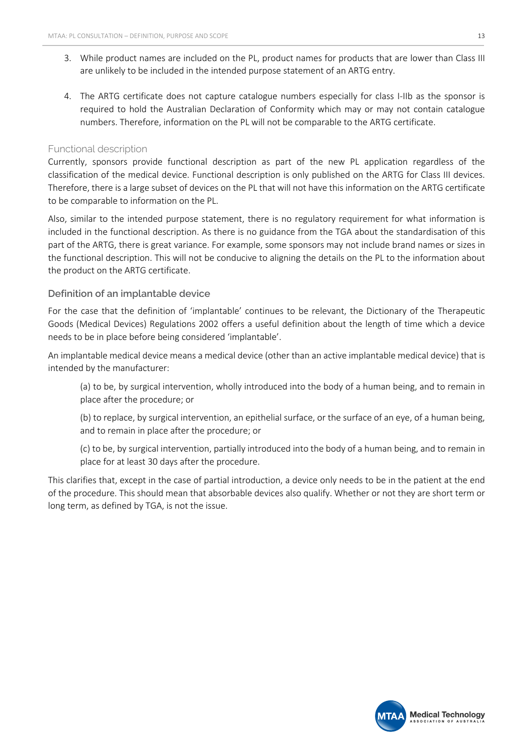3. While product names are included on the PL, product names for products that are lower than Class III are unlikely to be included in the intended purpose statement of an ARTG entry.

4. The ARTG certificate does not capture catalogue numbers especially for class I-IIb as the sponsor is required to hold the Australian Declaration of Conformity which may or may not contain catalogue numbers. Therefore, information on the PL will not be comparable to the ARTG certificate.

### Functional description

Currently, sponsors provide functional description as part of the new PL application regardless of the classification of the medical device. Functional description is only published on the ARTG for Class III devices. Therefore, there is a large subset of devices on the PL that will not have this information on the ARTG certificate to be comparable to information on the PL.

Also, similar to the intended purpose statement, there is no regulatory requirement for what information is included in the functional description. As there is no guidance from the TGA about the standardisation of this part of the ARTG, there is great variance. For example, some sponsors may not include brand names or sizes in the functional description. This will not be conducive to aligning the details on the PL to the information about the product on the ARTG certificate.

### Definition of an implantable device

For the case that the definition of 'implantable' continues to be relevant, the Dictionary of the Therapeutic Goods (Medical Devices) Regulations 2002 offers a useful definition about the length of time which a device needs to be in place before being considered 'implantable'.

An implantable medical device means a medical device (other than an active implantable medical device) that is intended by the manufacturer:

> (a) to be, by surgical intervention, wholly introduced into the body of a human being, and to remain in place after the procedure; or
>
> (b) to replace, by surgical intervention, an epithelial surface, or the surface of an eye, of a human being, and to remain in place after the procedure; or
>
> (c) to be, by surgical intervention, partially introduced into the body of a human being, and to remain in place for at least 30 days after the procedure.

This clarifies that, except in the case of partial introduction, a device only needs to be in the patient at the end of the procedure. This should mean that absorbable devices also qualify. Whether or not they are short term or long term, as defined by TGA, is not the issue.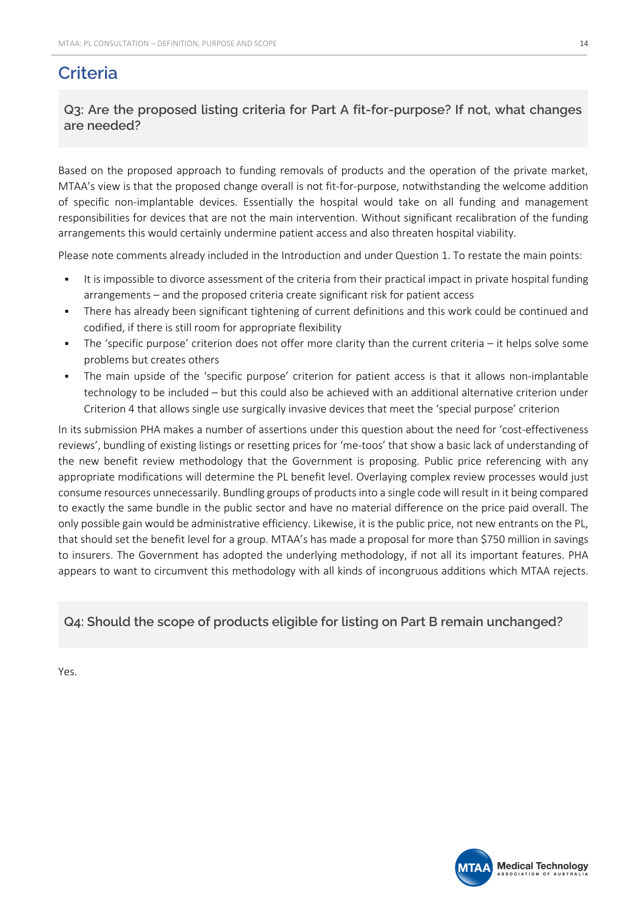## Criteria

### Q3: Are the proposed listing criteria for Part A fit-for-purpose? If not, what changes are needed?

Based on the proposed approach to funding removals of products and the operation of the private market, MTAA's view is that the proposed change overall is not fit-for-purpose, notwithstanding the welcome addition of specific non-implantable devices. Essentially the hospital would take on all funding and management responsibilities for devices that are not the main intervention. Without significant recalibration of the funding arrangements this would certainly undermine patient access and also threaten hospital viability.

Please note comments already included in the Introduction and under Question 1. To restate the main points:

- It is impossible to divorce assessment of the criteria from their practical impact in private hospital funding arrangements – and the proposed criteria create significant risk for patient access
- There has already been significant tightening of current definitions and this work could be continued and codified, if there is still room for appropriate flexibility
- The 'specific purpose' criterion does not offer more clarity than the current criteria – it helps solve some problems but creates others
- The main upside of the 'specific purpose' criterion for patient access is that it allows non-implantable technology to be included – but this could also be achieved with an additional alternative criterion under Criterion 4 that allows single use surgically invasive devices that meet the 'special purpose' criterion

In its submission PHA makes a number of assertions under this question about the need for 'cost-effectiveness reviews', bundling of existing listings or resetting prices for 'me-toos' that show a basic lack of understanding of the new benefit review methodology that the Government is proposing. Public price referencing with any appropriate modifications will determine the PL benefit level. Overlaying complex review processes would just consume resources unnecessarily. Bundling groups of products into a single code will result in it being compared to exactly the same bundle in the public sector and have no material difference on the price paid overall. The only possible gain would be administrative efficiency. Likewise, it is the public price, not new entrants on the PL, that should set the benefit level for a group. MTAA's has made a proposal for more than $750 million in savings to insurers. The Government has adopted the underlying methodology, if not all its important features. PHA appears to want to circumvent this methodology with all kinds of incongruous additions which MTAA rejects.

### Q4: Should the scope of products eligible for listing on Part B remain unchanged?

Yes.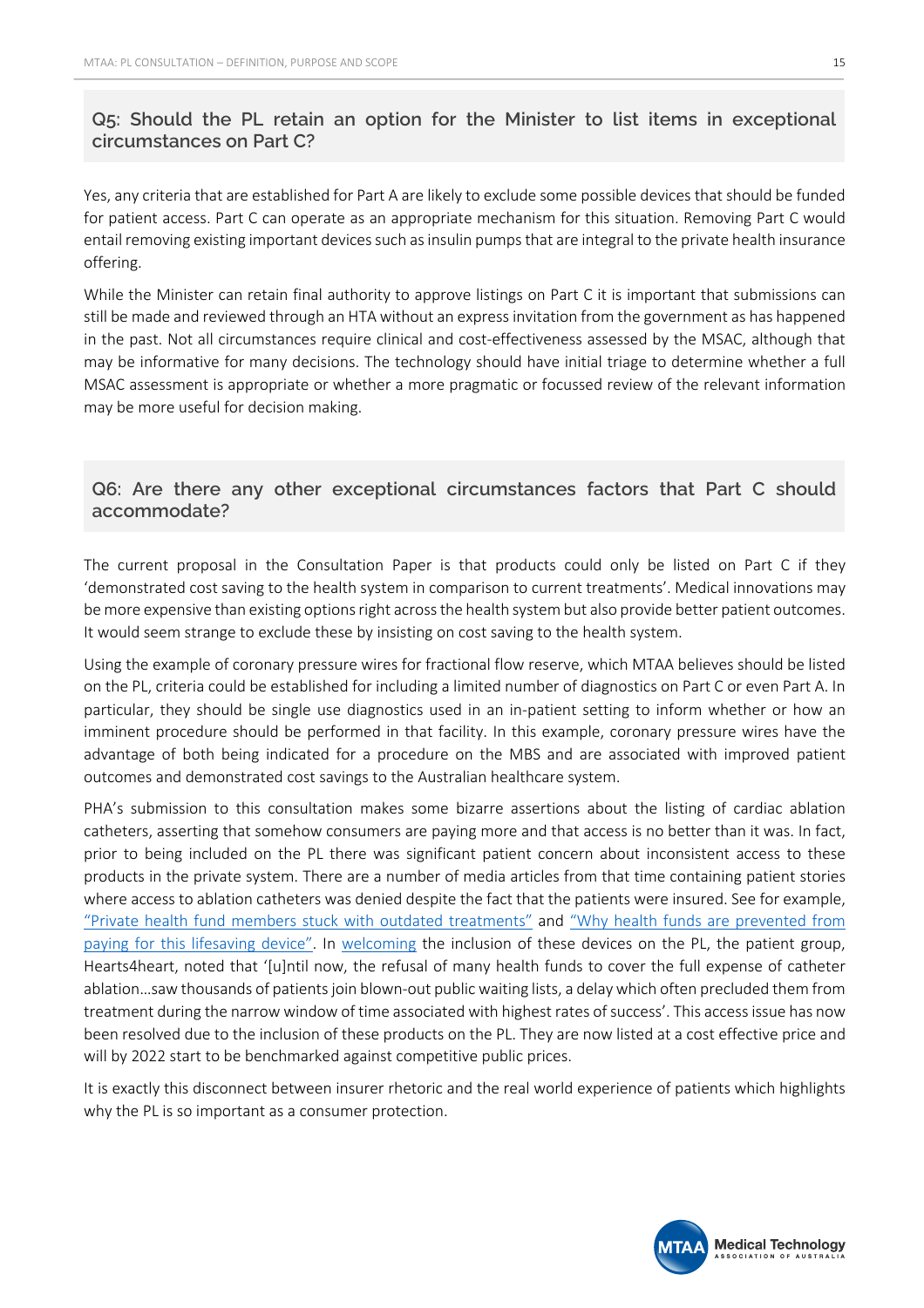## Q5: Should the PL retain an option for the Minister to list items in exceptional circumstances on Part C?

Yes, any criteria that are established for Part A are likely to exclude some possible devices that should be funded for patient access. Part C can operate as an appropriate mechanism for this situation. Removing Part C would entail removing existing important devices such as insulin pumps that are integral to the private health insurance offering.

While the Minister can retain final authority to approve listings on Part C it is important that submissions can still be made and reviewed through an HTA without an express invitation from the government as has happened in the past. Not all circumstances require clinical and cost-effectiveness assessed by the MSAC, although that may be informative for many decisions. The technology should have initial triage to determine whether a full MSAC assessment is appropriate or whether a more pragmatic or focussed review of the relevant information may be more useful for decision making.

## Q6: Are there any other exceptional circumstances factors that Part C should accommodate?

The current proposal in the Consultation Paper is that products could only be listed on Part C if they 'demonstrated cost saving to the health system in comparison to current treatments'. Medical innovations may be more expensive than existing options right across the health system but also provide better patient outcomes. It would seem strange to exclude these by insisting on cost saving to the health system.

Using the example of coronary pressure wires for fractional flow reserve, which MTAA believes should be listed on the PL, criteria could be established for including a limited number of diagnostics on Part C or even Part A. In particular, they should be single use diagnostics used in an in-patient setting to inform whether or how an imminent procedure should be performed in that facility. In this example, coronary pressure wires have the advantage of both being indicated for a procedure on the MBS and are associated with improved patient outcomes and demonstrated cost savings to the Australian healthcare system.

PHA's submission to this consultation makes some bizarre assertions about the listing of cardiac ablation catheters, asserting that somehow consumers are paying more and that access is no better than it was. In fact, prior to being included on the PL there was significant patient concern about inconsistent access to these products in the private system. There are a number of media articles from that time containing patient stories where access to ablation catheters was denied despite the fact that the patients were insured. See for example, "Private health fund members stuck with outdated treatments" and "Why health funds are prevented from paying for this lifesaving device". In welcoming the inclusion of these devices on the PL, the patient group, Hearts4heart, noted that '[u]ntil now, the refusal of many health funds to cover the full expense of catheter ablation…saw thousands of patients join blown-out public waiting lists, a delay which often precluded them from treatment during the narrow window of time associated with highest rates of success'. This access issue has now been resolved due to the inclusion of these products on the PL. They are now listed at a cost effective price and will by 2022 start to be benchmarked against competitive public prices.

It is exactly this disconnect between insurer rhetoric and the real world experience of patients which highlights why the PL is so important as a consumer protection.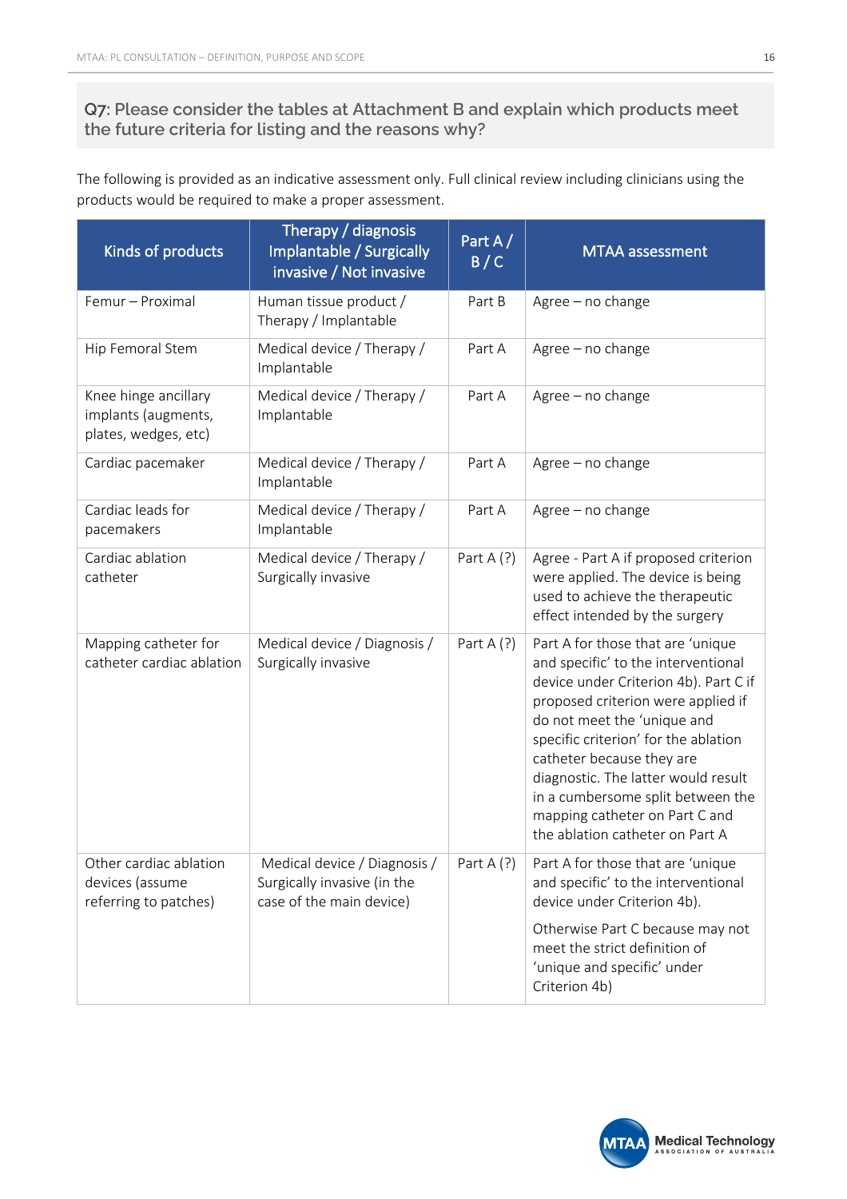### Q7: Please consider the tables at Attachment B and explain which products meet the future criteria for listing and the reasons why?

The following is provided as an indicative assessment only. Full clinical review including clinicians using the products would be required to make a proper assessment.

| Kinds of products | Therapy / diagnosis Implantable / Surgically invasive / Not invasive | Part A / B / C | MTAA assessment |
|---|---|---|---|
| Femur – Proximal | Human tissue product / Therapy / Implantable | Part B | Agree – no change |
| Hip Femoral Stem | Medical device / Therapy / Implantable | Part A | Agree – no change |
| Knee hinge ancillary implants (augments, plates, wedges, etc) | Medical device / Therapy / Implantable | Part A | Agree – no change |
| Cardiac pacemaker | Medical device / Therapy / Implantable | Part A | Agree – no change |
| Cardiac leads for pacemakers | Medical device / Therapy / Implantable | Part A | Agree – no change |
| Cardiac ablation catheter | Medical device / Therapy / Surgically invasive | Part A (?) | Agree - Part A if proposed criterion were applied. The device is being used to achieve the therapeutic effect intended by the surgery |
| Mapping catheter for catheter cardiac ablation | Medical device / Diagnosis / Surgically invasive | Part A (?) | Part A for those that are 'unique and specific' to the interventional device under Criterion 4b). Part C if proposed criterion were applied if do not meet the 'unique and specific criterion' for the ablation catheter because they are diagnostic. The latter would result in a cumbersome split between the mapping catheter on Part C and the ablation catheter on Part A |
| Other cardiac ablation devices (assume referring to patches) | Medical device / Diagnosis / Surgically invasive (in the case of the main device) | Part A (?) | Part A for those that are 'unique and specific' to the interventional device under Criterion 4b).<br><br>Otherwise Part C because may not meet the strict definition of 'unique and specific' under Criterion 4b) |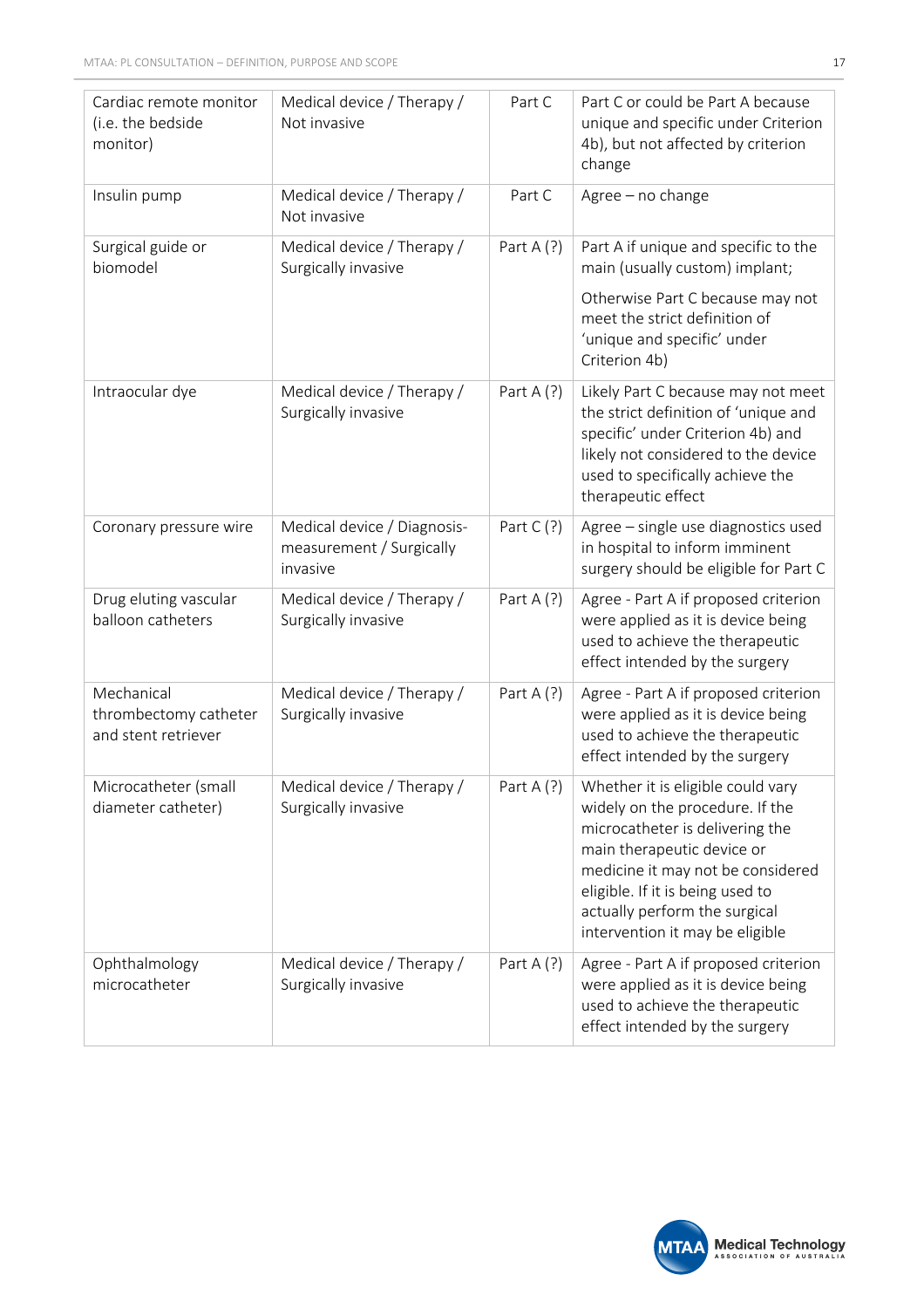| | | | |
|---|---|---|---|
| Cardiac remote monitor (i.e. the bedside monitor) | Medical device / Therapy / Not invasive | Part C | Part C or could be Part A because unique and specific under Criterion 4b), but not affected by criterion change |
| Insulin pump | Medical device / Therapy / Not invasive | Part C | Agree – no change |
| Surgical guide or biomodel | Medical device / Therapy / Surgically invasive | Part A (?) | Part A if unique and specific to the main (usually custom) implant;<br><br>Otherwise Part C because may not meet the strict definition of 'unique and specific' under Criterion 4b) |
| Intraocular dye | Medical device / Therapy / Surgically invasive | Part A (?) | Likely Part C because may not meet the strict definition of 'unique and specific' under Criterion 4b) and likely not considered to the device used to specifically achieve the therapeutic effect |
| Coronary pressure wire | Medical device / Diagnosis-measurement / Surgically invasive | Part C (?) | Agree – single use diagnostics used in hospital to inform imminent surgery should be eligible for Part C |
| Drug eluting vascular balloon catheters | Medical device / Therapy / Surgically invasive | Part A (?) | Agree - Part A if proposed criterion were applied as it is device being used to achieve the therapeutic effect intended by the surgery |
| Mechanical thrombectomy catheter and stent retriever | Medical device / Therapy / Surgically invasive | Part A (?) | Agree - Part A if proposed criterion were applied as it is device being used to achieve the therapeutic effect intended by the surgery |
| Microcatheter (small diameter catheter) | Medical device / Therapy / Surgically invasive | Part A (?) | Whether it is eligible could vary widely on the procedure. If the microcatheter is delivering the main therapeutic device or medicine it may not be considered eligible. If it is being used to actually perform the surgical intervention it may be eligible |
| Ophthalmology microcatheter | Medical device / Therapy / Surgically invasive | Part A (?) | Agree - Part A if proposed criterion were applied as it is device being used to achieve the therapeutic effect intended by the surgery |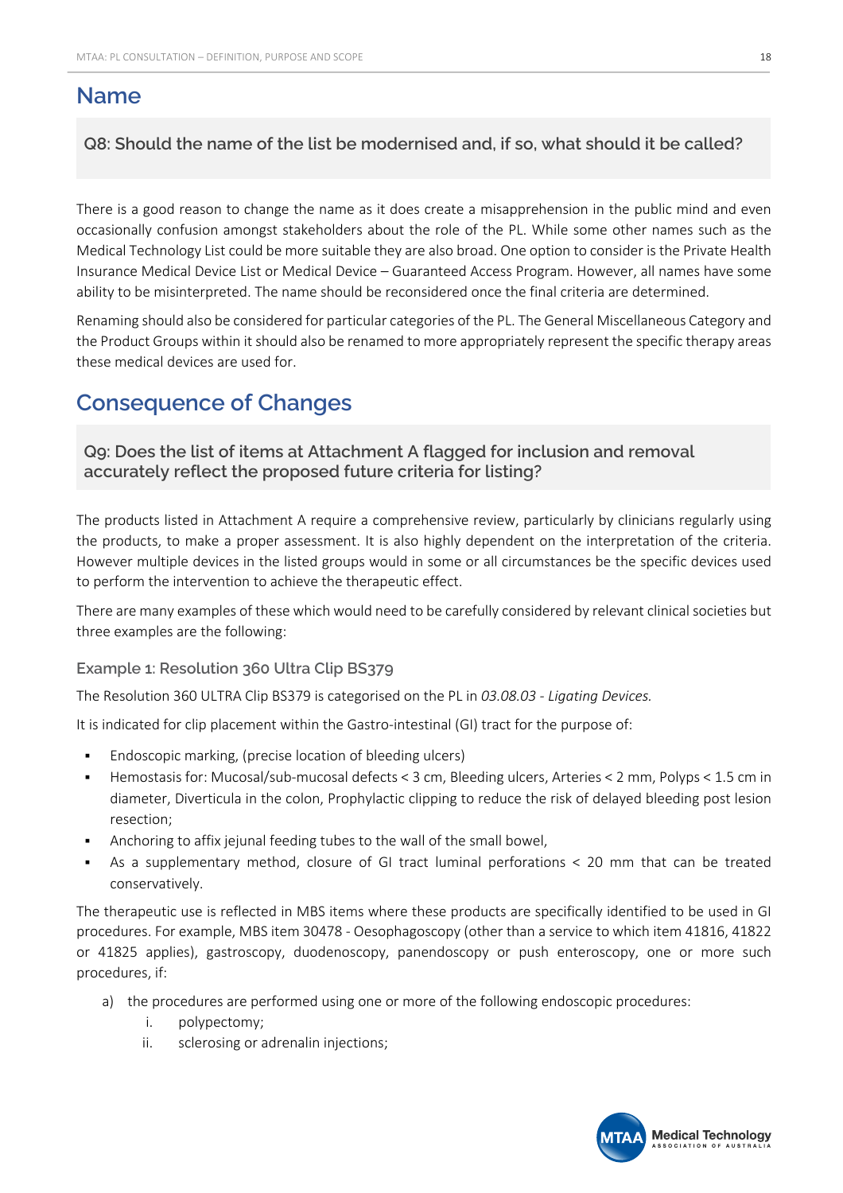## Name

**Q8: Should the name of the list be modernised and, if so, what should it be called?**

There is a good reason to change the name as it does create a misapprehension in the public mind and even occasionally confusion amongst stakeholders about the role of the PL. While some other names such as the Medical Technology List could be more suitable they are also broad. One option to consider is the Private Health Insurance Medical Device List or Medical Device – Guaranteed Access Program. However, all names have some ability to be misinterpreted. The name should be reconsidered once the final criteria are determined.

Renaming should also be considered for particular categories of the PL. The General Miscellaneous Category and the Product Groups within it should also be renamed to more appropriately represent the specific therapy areas these medical devices are used for.

## Consequence of Changes

**Q9: Does the list of items at Attachment A flagged for inclusion and removal accurately reflect the proposed future criteria for listing?**

The products listed in Attachment A require a comprehensive review, particularly by clinicians regularly using the products, to make a proper assessment. It is also highly dependent on the interpretation of the criteria. However multiple devices in the listed groups would in some or all circumstances be the specific devices used to perform the intervention to achieve the therapeutic effect.

There are many examples of these which would need to be carefully considered by relevant clinical societies but three examples are the following:

### Example 1: Resolution 360 Ultra Clip BS379

The Resolution 360 ULTRA Clip BS379 is categorised on the PL in *03.08.03 - Ligating Devices.*

It is indicated for clip placement within the Gastro-intestinal (GI) tract for the purpose of:

- Endoscopic marking, (precise location of bleeding ulcers)
- Hemostasis for: Mucosal/sub-mucosal defects < 3 cm, Bleeding ulcers, Arteries < 2 mm, Polyps < 1.5 cm in diameter, Diverticula in the colon, Prophylactic clipping to reduce the risk of delayed bleeding post lesion resection;
- Anchoring to affix jejunal feeding tubes to the wall of the small bowel,
- As a supplementary method, closure of GI tract luminal perforations < 20 mm that can be treated conservatively.

The therapeutic use is reflected in MBS items where these products are specifically identified to be used in GI procedures. For example, MBS item 30478 - Oesophagoscopy (other than a service to which item 41816, 41822 or 41825 applies), gastroscopy, duodenoscopy, panendoscopy or push enteroscopy, one or more such procedures, if:

a) the procedures are performed using one or more of the following endoscopic procedures:
   i. polypectomy;
   ii. sclerosing or adrenalin injections;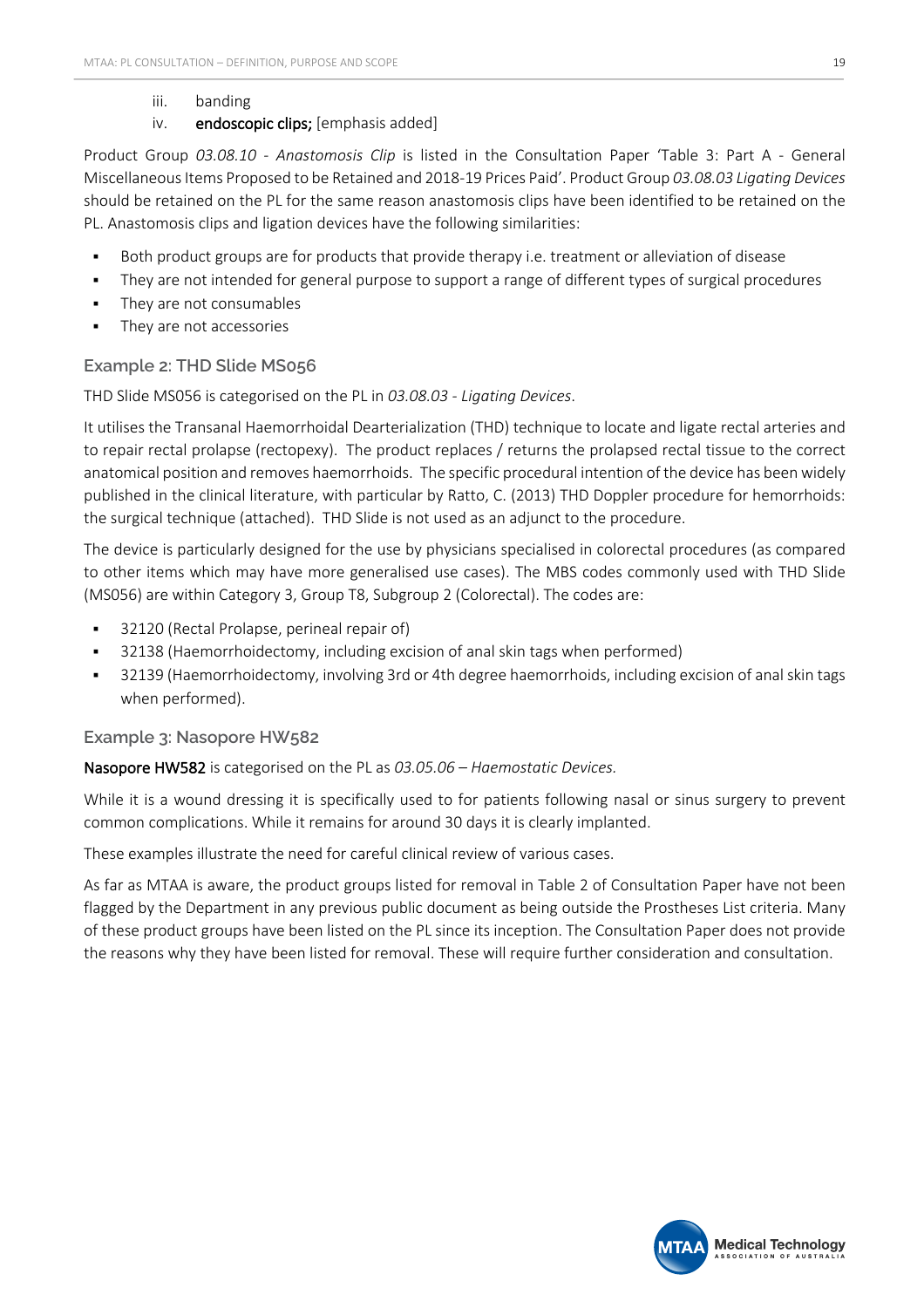iii. banding

iv. **endoscopic clips;** [emphasis added]

Product Group *03.08.10 - Anastomosis Clip* is listed in the Consultation Paper 'Table 3: Part A - General Miscellaneous Items Proposed to be Retained and 2018-19 Prices Paid'. Product Group *03.08.03 Ligating Devices* should be retained on the PL for the same reason anastomosis clips have been identified to be retained on the PL. Anastomosis clips and ligation devices have the following similarities:

- Both product groups are for products that provide therapy i.e. treatment or alleviation of disease
- They are not intended for general purpose to support a range of different types of surgical procedures
- They are not consumables
- They are not accessories

### Example 2: THD Slide MS056

THD Slide MS056 is categorised on the PL in *03.08.03 - Ligating Devices*.

It utilises the Transanal Haemorrhoidal Dearterialization (THD) technique to locate and ligate rectal arteries and to repair rectal prolapse (rectopexy). The product replaces / returns the prolapsed rectal tissue to the correct anatomical position and removes haemorrhoids. The specific procedural intention of the device has been widely published in the clinical literature, with particular by Ratto, C. (2013) THD Doppler procedure for hemorrhoids: the surgical technique (attached). THD Slide is not used as an adjunct to the procedure.

The device is particularly designed for the use by physicians specialised in colorectal procedures (as compared to other items which may have more generalised use cases). The MBS codes commonly used with THD Slide (MS056) are within Category 3, Group T8, Subgroup 2 (Colorectal). The codes are:

- 32120 (Rectal Prolapse, perineal repair of)
- 32138 (Haemorrhoidectomy, including excision of anal skin tags when performed)
- 32139 (Haemorrhoidectomy, involving 3rd or 4th degree haemorrhoids, including excision of anal skin tags when performed).

### Example 3: Nasopore HW582

**Nasopore HW582** is categorised on the PL as *03.05.06 – Haemostatic Devices.*

While it is a wound dressing it is specifically used to for patients following nasal or sinus surgery to prevent common complications. While it remains for around 30 days it is clearly implanted.

These examples illustrate the need for careful clinical review of various cases.

As far as MTAA is aware, the product groups listed for removal in Table 2 of Consultation Paper have not been flagged by the Department in any previous public document as being outside the Prostheses List criteria. Many of these product groups have been listed on the PL since its inception. The Consultation Paper does not provide the reasons why they have been listed for removal. These will require further consideration and consultation.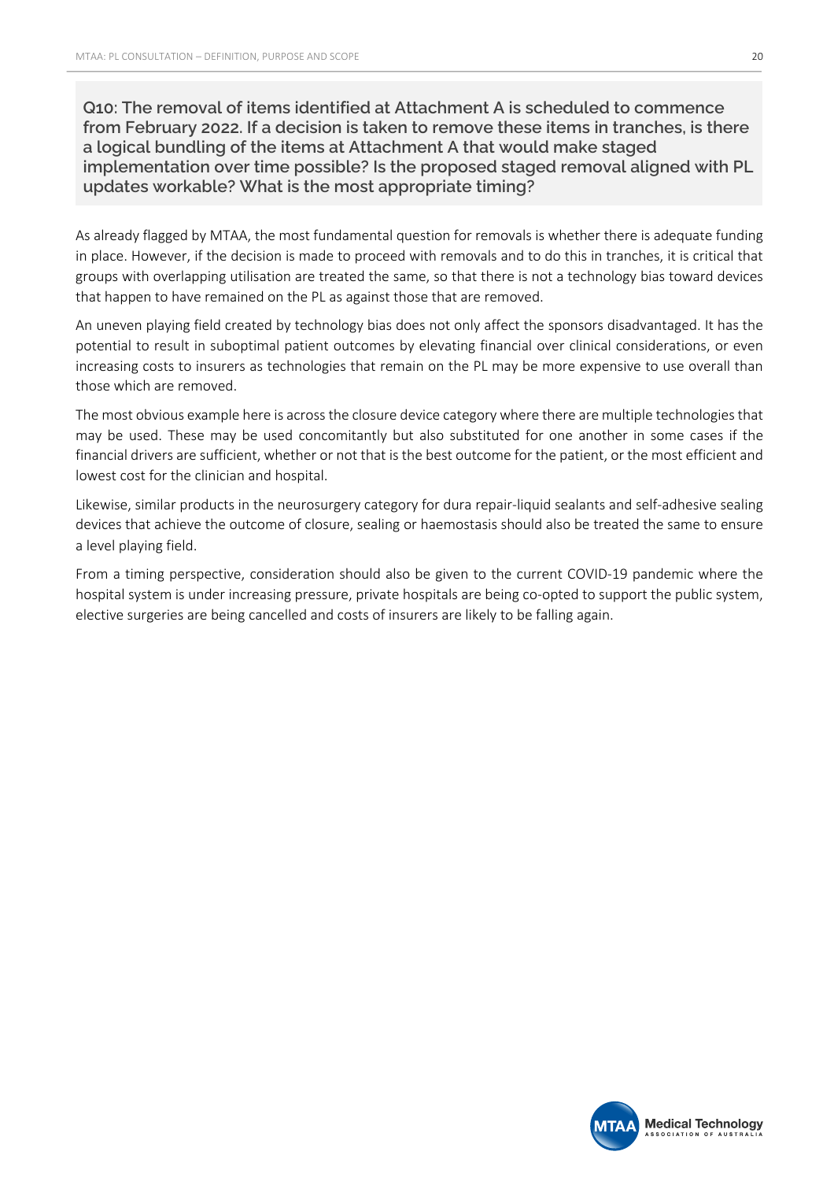**Q10: The removal of items identified at Attachment A is scheduled to commence from February 2022. If a decision is taken to remove these items in tranches, is there a logical bundling of the items at Attachment A that would make staged implementation over time possible? Is the proposed staged removal aligned with PL updates workable? What is the most appropriate timing?**

As already flagged by MTAA, the most fundamental question for removals is whether there is adequate funding in place. However, if the decision is made to proceed with removals and to do this in tranches, it is critical that groups with overlapping utilisation are treated the same, so that there is not a technology bias toward devices that happen to have remained on the PL as against those that are removed.

An uneven playing field created by technology bias does not only affect the sponsors disadvantaged. It has the potential to result in suboptimal patient outcomes by elevating financial over clinical considerations, or even increasing costs to insurers as technologies that remain on the PL may be more expensive to use overall than those which are removed.

The most obvious example here is across the closure device category where there are multiple technologies that may be used. These may be used concomitantly but also substituted for one another in some cases if the financial drivers are sufficient, whether or not that is the best outcome for the patient, or the most efficient and lowest cost for the clinician and hospital.

Likewise, similar products in the neurosurgery category for dura repair-liquid sealants and self-adhesive sealing devices that achieve the outcome of closure, sealing or haemostasis should also be treated the same to ensure a level playing field.

From a timing perspective, consideration should also be given to the current COVID-19 pandemic where the hospital system is under increasing pressure, private hospitals are being co-opted to support the public system, elective surgeries are being cancelled and costs of insurers are likely to be falling again.